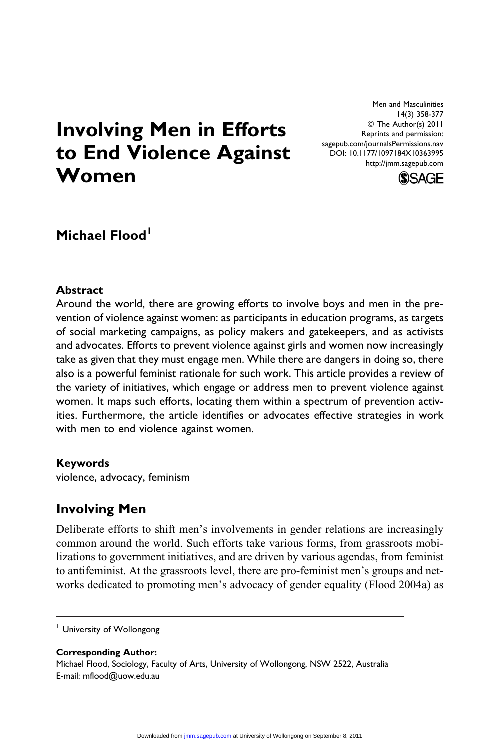# Involving Men in Efforts to End Violence Against Women

Men and Masculinities
14(3) 358-377
© The Author(s) 2011
Reprints and permission:
sagepub.com/journalsPermissions.nav
DOI: 10.1177/1097184X10363995
http://jmm.sagepub.com

**Michael Flood**[1]

### Abstract

Around the world, there are growing efforts to involve boys and men in the prevention of violence against women: as participants in education programs, as targets of social marketing campaigns, as policy makers and gatekeepers, and as activists and advocates. Efforts to prevent violence against girls and women now increasingly take as given that they must engage men. While there are dangers in doing so, there also is a powerful feminist rationale for such work. This article provides a review of the variety of initiatives, which engage or address men to prevent violence against women. It maps such efforts, locating them within a spectrum of prevention activities. Furthermore, the article identifies or advocates effective strategies in work with men to end violence against women.

### Keywords

violence, advocacy, feminism

## Involving Men

Deliberate efforts to shift men's involvements in gender relations are increasingly common around the world. Such efforts take various forms, from grassroots mobilizations to government initiatives, and are driven by various agendas, from feminist to antifeminist. At the grassroots level, there are pro-feminist men's groups and networks dedicated to promoting men's advocacy of gender equality (Flood 2004a) as

---

[1] University of Wollongong

**Corresponding Author:**
Michael Flood, Sociology, Faculty of Arts, University of Wollongong, NSW 2522, Australia
E-mail: mflood@uow.edu.au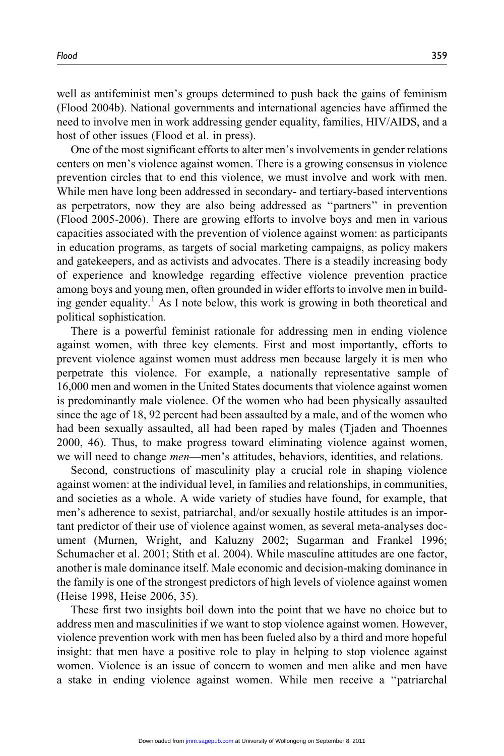well as antifeminist men's groups determined to push back the gains of feminism (Flood 2004b). National governments and international agencies have affirmed the need to involve men in work addressing gender equality, families, HIV/AIDS, and a host of other issues (Flood et al. in press).

One of the most significant efforts to alter men's involvements in gender relations centers on men's violence against women. There is a growing consensus in violence prevention circles that to end this violence, we must involve and work with men. While men have long been addressed in secondary- and tertiary-based interventions as perpetrators, now they are also being addressed as "partners" in prevention (Flood 2005-2006). There are growing efforts to involve boys and men in various capacities associated with the prevention of violence against women: as participants in education programs, as targets of social marketing campaigns, as policy makers and gatekeepers, and as activists and advocates. There is a steadily increasing body of experience and knowledge regarding effective violence prevention practice among boys and young men, often grounded in wider efforts to involve men in building gender equality.[1] As I note below, this work is growing in both theoretical and political sophistication.

There is a powerful feminist rationale for addressing men in ending violence against women, with three key elements. First and most importantly, efforts to prevent violence against women must address men because largely it is men who perpetrate this violence. For example, a nationally representative sample of 16,000 men and women in the United States documents that violence against women is predominantly male violence. Of the women who had been physically assaulted since the age of 18, 92 percent had been assaulted by a male, and of the women who had been sexually assaulted, all had been raped by males (Tjaden and Thoennes 2000, 46). Thus, to make progress toward eliminating violence against women, we will need to change *men*—men's attitudes, behaviors, identities, and relations.

Second, constructions of masculinity play a crucial role in shaping violence against women: at the individual level, in families and relationships, in communities, and societies as a whole. A wide variety of studies have found, for example, that men's adherence to sexist, patriarchal, and/or sexually hostile attitudes is an important predictor of their use of violence against women, as several meta-analyses document (Murnen, Wright, and Kaluzny 2002; Sugarman and Frankel 1996; Schumacher et al. 2001; Stith et al. 2004). While masculine attitudes are one factor, another is male dominance itself. Male economic and decision-making dominance in the family is one of the strongest predictors of high levels of violence against women (Heise 1998, Heise 2006, 35).

These first two insights boil down into the point that we have no choice but to address men and masculinities if we want to stop violence against women. However, violence prevention work with men has been fueled also by a third and more hopeful insight: that men have a positive role to play in helping to stop violence against women. Violence is an issue of concern to women and men alike and men have a stake in ending violence against women. While men receive a "patriarchal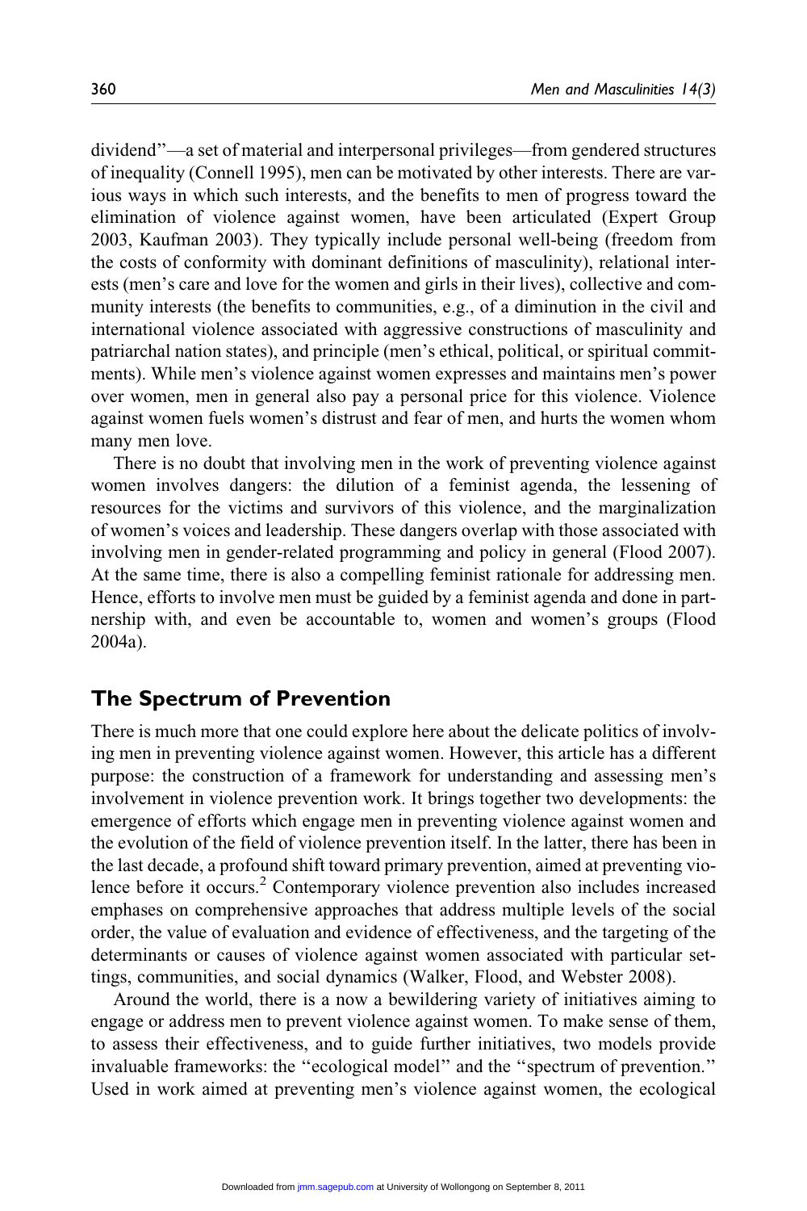dividend"—a set of material and interpersonal privileges—from gendered structures of inequality (Connell 1995), men can be motivated by other interests. There are various ways in which such interests, and the benefits to men of progress toward the elimination of violence against women, have been articulated (Expert Group 2003, Kaufman 2003). They typically include personal well-being (freedom from the costs of conformity with dominant definitions of masculinity), relational interests (men's care and love for the women and girls in their lives), collective and community interests (the benefits to communities, e.g., of a diminution in the civil and international violence associated with aggressive constructions of masculinity and patriarchal nation states), and principle (men's ethical, political, or spiritual commitments). While men's violence against women expresses and maintains men's power over women, men in general also pay a personal price for this violence. Violence against women fuels women's distrust and fear of men, and hurts the women whom many men love.

There is no doubt that involving men in the work of preventing violence against women involves dangers: the dilution of a feminist agenda, the lessening of resources for the victims and survivors of this violence, and the marginalization of women's voices and leadership. These dangers overlap with those associated with involving men in gender-related programming and policy in general (Flood 2007). At the same time, there is also a compelling feminist rationale for addressing men. Hence, efforts to involve men must be guided by a feminist agenda and done in partnership with, and even be accountable to, women and women's groups (Flood 2004a).

## The Spectrum of Prevention

There is much more that one could explore here about the delicate politics of involving men in preventing violence against women. However, this article has a different purpose: the construction of a framework for understanding and assessing men's involvement in violence prevention work. It brings together two developments: the emergence of efforts which engage men in preventing violence against women and the evolution of the field of violence prevention itself. In the latter, there has been in the last decade, a profound shift toward primary prevention, aimed at preventing violence before it occurs.[2] Contemporary violence prevention also includes increased emphases on comprehensive approaches that address multiple levels of the social order, the value of evaluation and evidence of effectiveness, and the targeting of the determinants or causes of violence against women associated with particular settings, communities, and social dynamics (Walker, Flood, and Webster 2008).

Around the world, there is a now a bewildering variety of initiatives aiming to engage or address men to prevent violence against women. To make sense of them, to assess their effectiveness, and to guide further initiatives, two models provide invaluable frameworks: the "ecological model" and the "spectrum of prevention." Used in work aimed at preventing men's violence against women, the ecological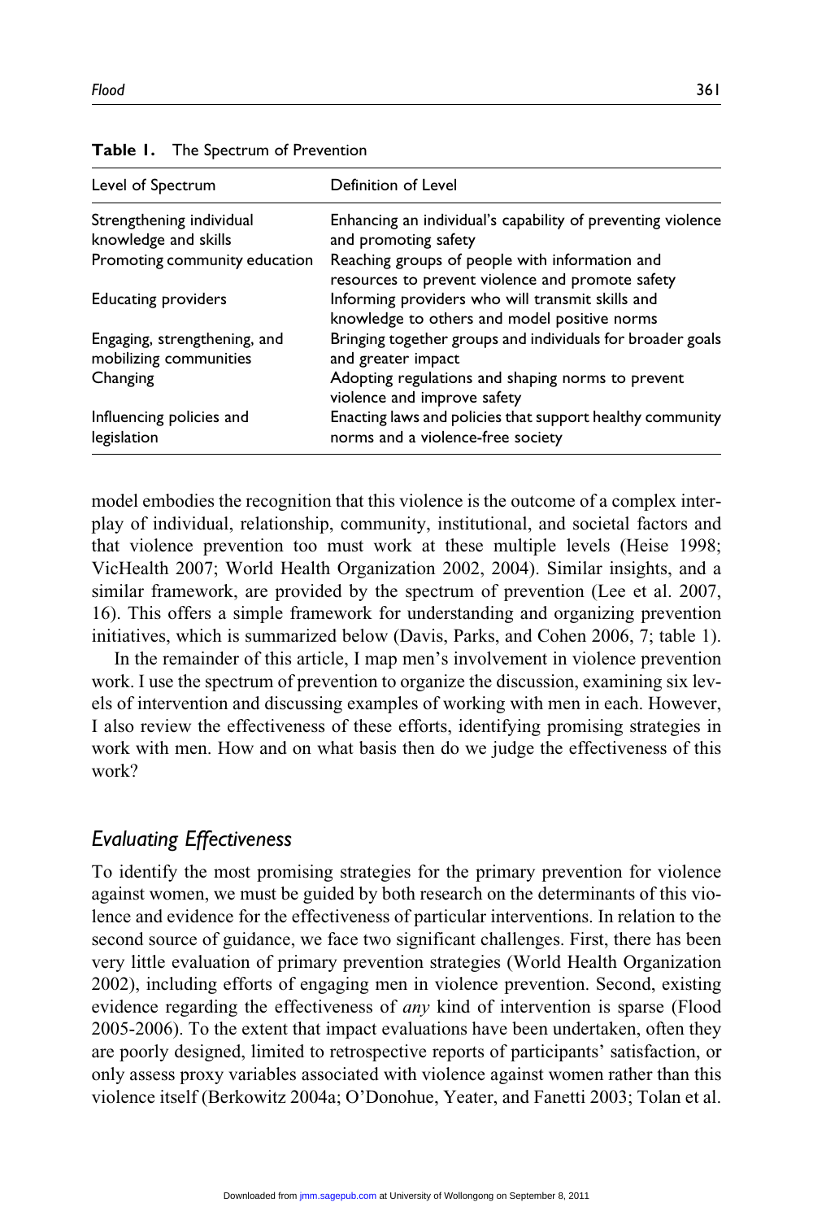**Table 1.** The Spectrum of Prevention

| Level of Spectrum | Definition of Level |
|---|---|
| Strengthening individual knowledge and skills | Enhancing an individual's capability of preventing violence and promoting safety |
| Promoting community education | Reaching groups of people with information and resources to prevent violence and promote safety |
| Educating providers | Informing providers who will transmit skills and knowledge to others and model positive norms |
| Engaging, strengthening, and mobilizing communities | Bringing together groups and individuals for broader goals and greater impact |
| Changing | Adopting regulations and shaping norms to prevent violence and improve safety |
| Influencing policies and legislation | Enacting laws and policies that support healthy community norms and a violence-free society |

model embodies the recognition that this violence is the outcome of a complex interplay of individual, relationship, community, institutional, and societal factors and that violence prevention too must work at these multiple levels (Heise 1998; VicHealth 2007; World Health Organization 2002, 2004). Similar insights, and a similar framework, are provided by the spectrum of prevention (Lee et al. 2007, 16). This offers a simple framework for understanding and organizing prevention initiatives, which is summarized below (Davis, Parks, and Cohen 2006, 7; table 1).

In the remainder of this article, I map men's involvement in violence prevention work. I use the spectrum of prevention to organize the discussion, examining six levels of intervention and discussing examples of working with men in each. However, I also review the effectiveness of these efforts, identifying promising strategies in work with men. How and on what basis then do we judge the effectiveness of this work?

## *Evaluating Effectiveness*

To identify the most promising strategies for the primary prevention for violence against women, we must be guided by both research on the determinants of this violence and evidence for the effectiveness of particular interventions. In relation to the second source of guidance, we face two significant challenges. First, there has been very little evaluation of primary prevention strategies (World Health Organization 2002), including efforts of engaging men in violence prevention. Second, existing evidence regarding the effectiveness of *any* kind of intervention is sparse (Flood 2005-2006). To the extent that impact evaluations have been undertaken, often they are poorly designed, limited to retrospective reports of participants' satisfaction, or only assess proxy variables associated with violence against women rather than this violence itself (Berkowitz 2004a; O'Donohue, Yeater, and Fanetti 2003; Tolan et al.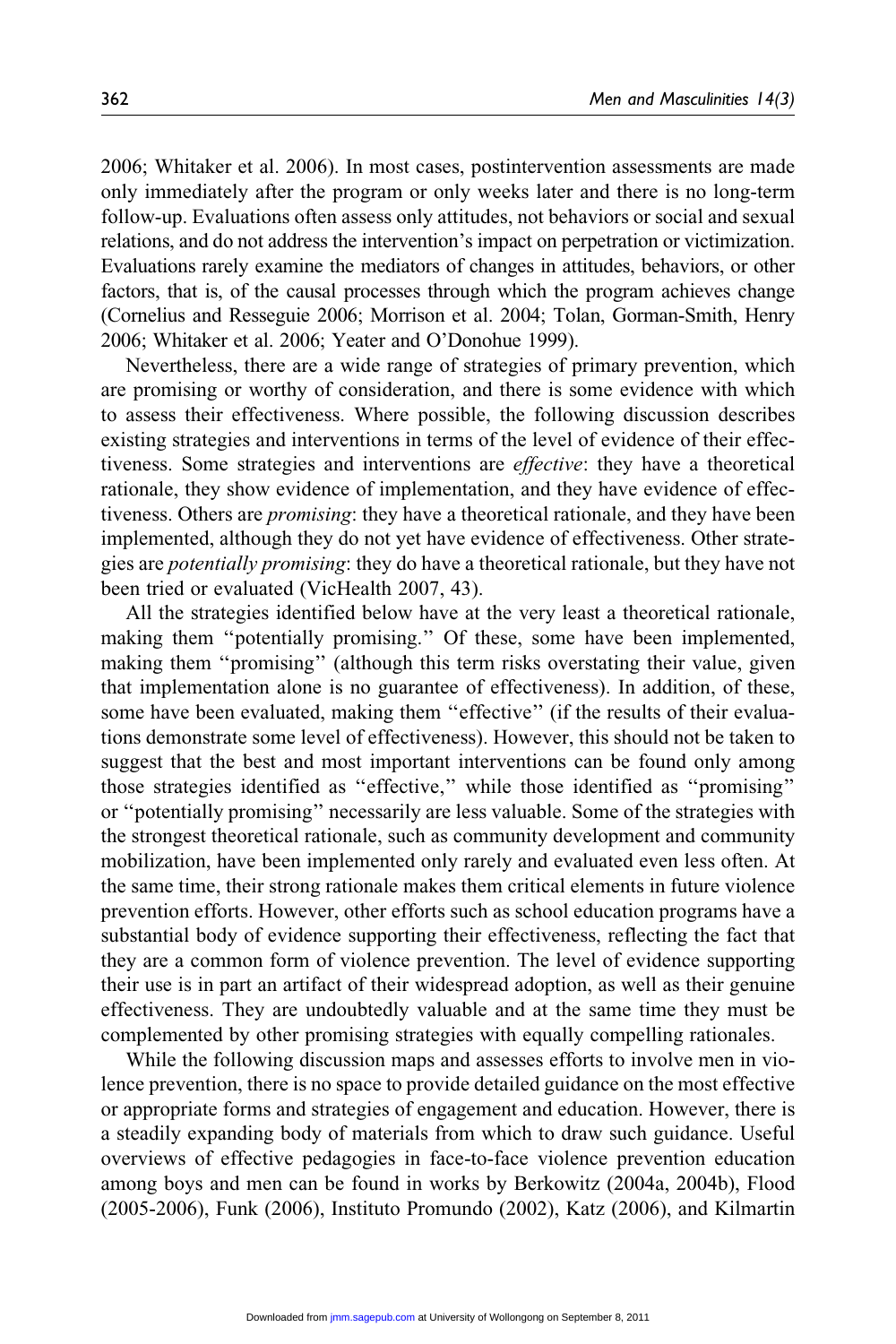2006; Whitaker et al. 2006). In most cases, postintervention assessments are made only immediately after the program or only weeks later and there is no long-term follow-up. Evaluations often assess only attitudes, not behaviors or social and sexual relations, and do not address the intervention's impact on perpetration or victimization. Evaluations rarely examine the mediators of changes in attitudes, behaviors, or other factors, that is, of the causal processes through which the program achieves change (Cornelius and Resseguie 2006; Morrison et al. 2004; Tolan, Gorman-Smith, Henry 2006; Whitaker et al. 2006; Yeater and O'Donohue 1999).

Nevertheless, there are a wide range of strategies of primary prevention, which are promising or worthy of consideration, and there is some evidence with which to assess their effectiveness. Where possible, the following discussion describes existing strategies and interventions in terms of the level of evidence of their effectiveness. Some strategies and interventions are *effective*: they have a theoretical rationale, they show evidence of implementation, and they have evidence of effectiveness. Others are *promising*: they have a theoretical rationale, and they have been implemented, although they do not yet have evidence of effectiveness. Other strategies are *potentially promising*: they do have a theoretical rationale, but they have not been tried or evaluated (VicHealth 2007, 43).

All the strategies identified below have at the very least a theoretical rationale, making them "potentially promising." Of these, some have been implemented, making them "promising" (although this term risks overstating their value, given that implementation alone is no guarantee of effectiveness). In addition, of these, some have been evaluated, making them "effective" (if the results of their evaluations demonstrate some level of effectiveness). However, this should not be taken to suggest that the best and most important interventions can be found only among those strategies identified as "effective," while those identified as "promising" or "potentially promising" necessarily are less valuable. Some of the strategies with the strongest theoretical rationale, such as community development and community mobilization, have been implemented only rarely and evaluated even less often. At the same time, their strong rationale makes them critical elements in future violence prevention efforts. However, other efforts such as school education programs have a substantial body of evidence supporting their effectiveness, reflecting the fact that they are a common form of violence prevention. The level of evidence supporting their use is in part an artifact of their widespread adoption, as well as their genuine effectiveness. They are undoubtedly valuable and at the same time they must be complemented by other promising strategies with equally compelling rationales.

While the following discussion maps and assesses efforts to involve men in violence prevention, there is no space to provide detailed guidance on the most effective or appropriate forms and strategies of engagement and education. However, there is a steadily expanding body of materials from which to draw such guidance. Useful overviews of effective pedagogies in face-to-face violence prevention education among boys and men can be found in works by Berkowitz (2004a, 2004b), Flood (2005-2006), Funk (2006), Instituto Promundo (2002), Katz (2006), and Kilmartin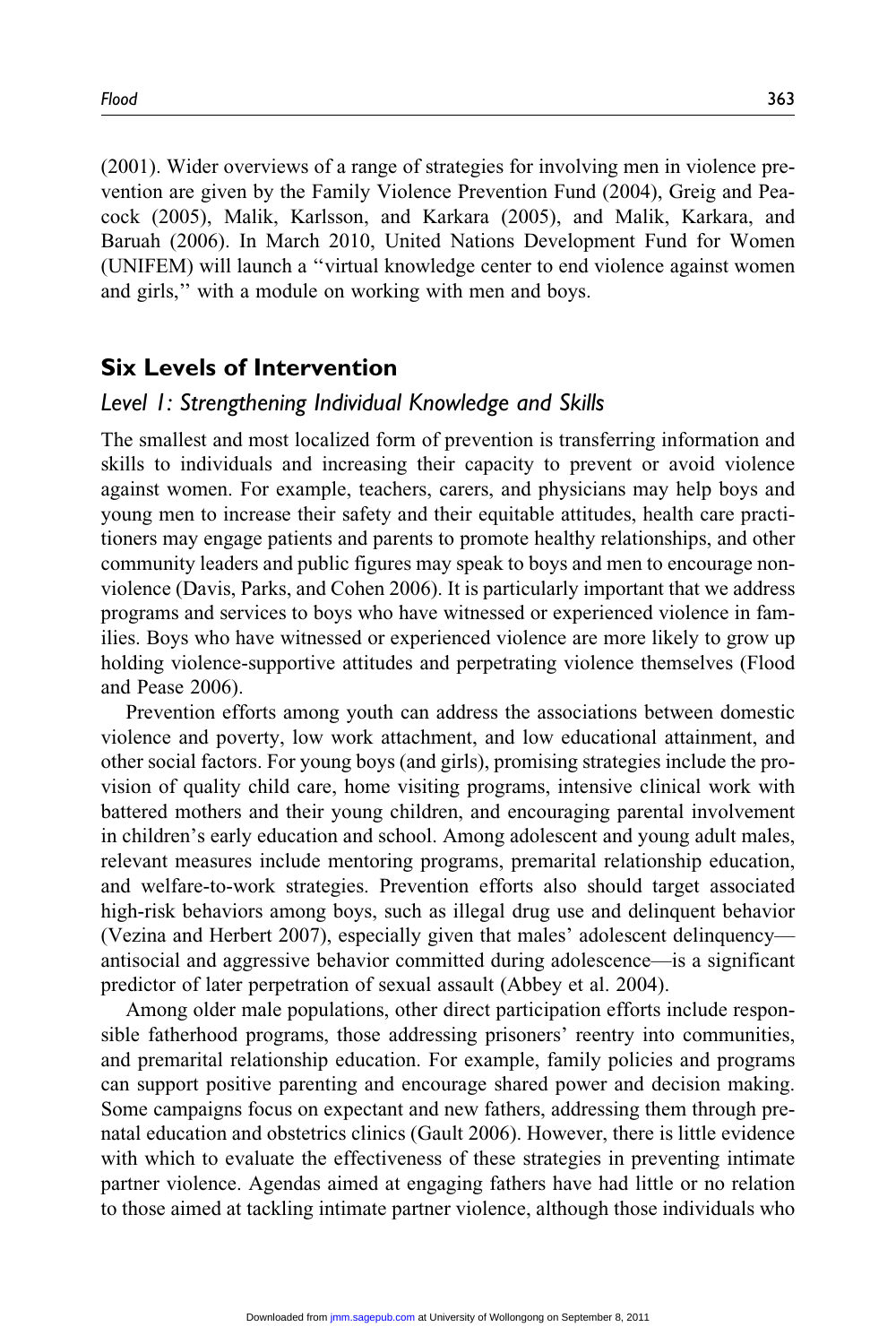(2001). Wider overviews of a range of strategies for involving men in violence prevention are given by the Family Violence Prevention Fund (2004), Greig and Peacock (2005), Malik, Karlsson, and Karkara (2005), and Malik, Karkara, and Baruah (2006). In March 2010, United Nations Development Fund for Women (UNIFEM) will launch a "virtual knowledge center to end violence against women and girls," with a module on working with men and boys.

## Six Levels of Intervention

### *Level 1: Strengthening Individual Knowledge and Skills*

The smallest and most localized form of prevention is transferring information and skills to individuals and increasing their capacity to prevent or avoid violence against women. For example, teachers, carers, and physicians may help boys and young men to increase their safety and their equitable attitudes, health care practitioners may engage patients and parents to promote healthy relationships, and other community leaders and public figures may speak to boys and men to encourage nonviolence (Davis, Parks, and Cohen 2006). It is particularly important that we address programs and services to boys who have witnessed or experienced violence in families. Boys who have witnessed or experienced violence are more likely to grow up holding violence-supportive attitudes and perpetrating violence themselves (Flood and Pease 2006).

Prevention efforts among youth can address the associations between domestic violence and poverty, low work attachment, and low educational attainment, and other social factors. For young boys (and girls), promising strategies include the provision of quality child care, home visiting programs, intensive clinical work with battered mothers and their young children, and encouraging parental involvement in children's early education and school. Among adolescent and young adult males, relevant measures include mentoring programs, premarital relationship education, and welfare-to-work strategies. Prevention efforts also should target associated high-risk behaviors among boys, such as illegal drug use and delinquent behavior (Vezina and Herbert 2007), especially given that males' adolescent delinquency—antisocial and aggressive behavior committed during adolescence—is a significant predictor of later perpetration of sexual assault (Abbey et al. 2004).

Among older male populations, other direct participation efforts include responsible fatherhood programs, those addressing prisoners' reentry into communities, and premarital relationship education. For example, family policies and programs can support positive parenting and encourage shared power and decision making. Some campaigns focus on expectant and new fathers, addressing them through prenatal education and obstetrics clinics (Gault 2006). However, there is little evidence with which to evaluate the effectiveness of these strategies in preventing intimate partner violence. Agendas aimed at engaging fathers have had little or no relation to those aimed at tackling intimate partner violence, although those individuals who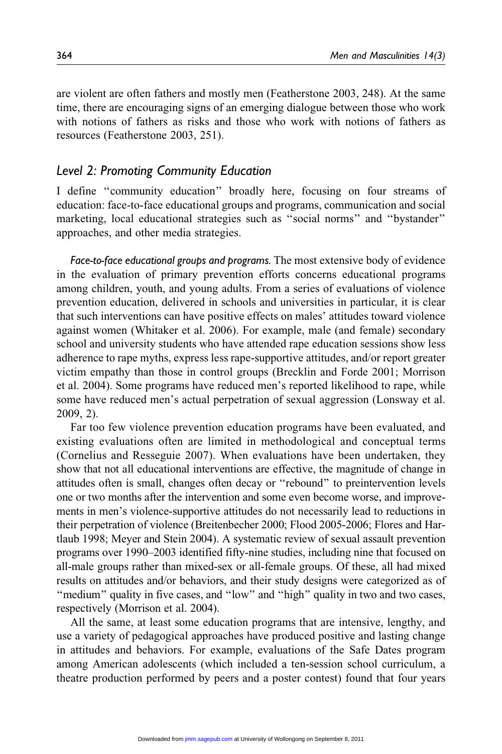are violent are often fathers and mostly men (Featherstone 2003, 248). At the same time, there are encouraging signs of an emerging dialogue between those who work with notions of fathers as risks and those who work with notions of fathers as resources (Featherstone 2003, 251).

## Level 2: Promoting Community Education

I define "community education" broadly here, focusing on four streams of education: face-to-face educational groups and programs, communication and social marketing, local educational strategies such as "social norms" and "bystander" approaches, and other media strategies.

*Face-to-face educational groups and programs.* The most extensive body of evidence in the evaluation of primary prevention efforts concerns educational programs among children, youth, and young adults. From a series of evaluations of violence prevention education, delivered in schools and universities in particular, it is clear that such interventions can have positive effects on males' attitudes toward violence against women (Whitaker et al. 2006). For example, male (and female) secondary school and university students who have attended rape education sessions show less adherence to rape myths, express less rape-supportive attitudes, and/or report greater victim empathy than those in control groups (Brecklin and Forde 2001; Morrison et al. 2004). Some programs have reduced men's reported likelihood to rape, while some have reduced men's actual perpetration of sexual aggression (Lonsway et al. 2009, 2).

Far too few violence prevention education programs have been evaluated, and existing evaluations often are limited in methodological and conceptual terms (Cornelius and Resseguie 2007). When evaluations have been undertaken, they show that not all educational interventions are effective, the magnitude of change in attitudes often is small, changes often decay or "rebound" to preintervention levels one or two months after the intervention and some even become worse, and improvements in men's violence-supportive attitudes do not necessarily lead to reductions in their perpetration of violence (Breitenbecher 2000; Flood 2005-2006; Flores and Hartlaub 1998; Meyer and Stein 2004). A systematic review of sexual assault prevention programs over 1990–2003 identified fifty-nine studies, including nine that focused on all-male groups rather than mixed-sex or all-female groups. Of these, all had mixed results on attitudes and/or behaviors, and their study designs were categorized as of "medium" quality in five cases, and "low" and "high" quality in two and two cases, respectively (Morrison et al. 2004).

All the same, at least some education programs that are intensive, lengthy, and use a variety of pedagogical approaches have produced positive and lasting change in attitudes and behaviors. For example, evaluations of the Safe Dates program among American adolescents (which included a ten-session school curriculum, a theatre production performed by peers and a poster contest) found that four years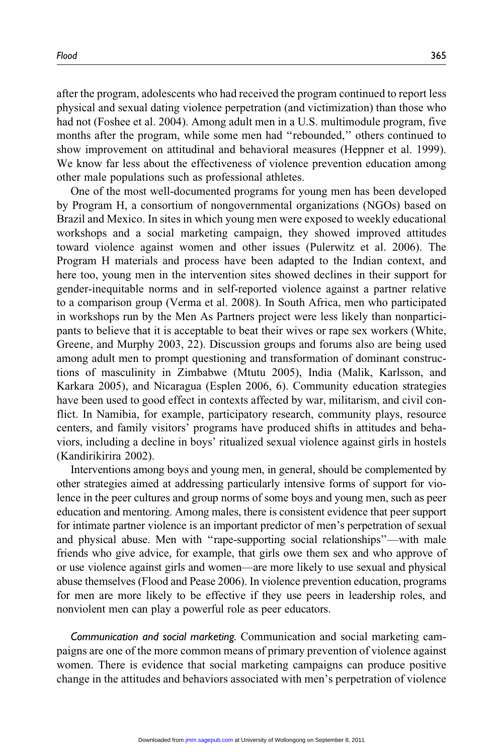after the program, adolescents who had received the program continued to report less physical and sexual dating violence perpetration (and victimization) than those who had not (Foshee et al. 2004). Among adult men in a U.S. multimodule program, five months after the program, while some men had ''rebounded,'' others continued to show improvement on attitudinal and behavioral measures (Heppner et al. 1999). We know far less about the effectiveness of violence prevention education among other male populations such as professional athletes.

One of the most well-documented programs for young men has been developed by Program H, a consortium of nongovernmental organizations (NGOs) based on Brazil and Mexico. In sites in which young men were exposed to weekly educational workshops and a social marketing campaign, they showed improved attitudes toward violence against women and other issues (Pulerwitz et al. 2006). The Program H materials and process have been adapted to the Indian context, and here too, young men in the intervention sites showed declines in their support for gender-inequitable norms and in self-reported violence against a partner relative to a comparison group (Verma et al. 2008). In South Africa, men who participated in workshops run by the Men As Partners project were less likely than nonparticipants to believe that it is acceptable to beat their wives or rape sex workers (White, Greene, and Murphy 2003, 22). Discussion groups and forums also are being used among adult men to prompt questioning and transformation of dominant constructions of masculinity in Zimbabwe (Mtutu 2005), India (Malik, Karlsson, and Karkara 2005), and Nicaragua (Esplen 2006, 6). Community education strategies have been used to good effect in contexts affected by war, militarism, and civil conflict. In Namibia, for example, participatory research, community plays, resource centers, and family visitors' programs have produced shifts in attitudes and behaviors, including a decline in boys' ritualized sexual violence against girls in hostels (Kandirikirira 2002).

Interventions among boys and young men, in general, should be complemented by other strategies aimed at addressing particularly intensive forms of support for violence in the peer cultures and group norms of some boys and young men, such as peer education and mentoring. Among males, there is consistent evidence that peer support for intimate partner violence is an important predictor of men's perpetration of sexual and physical abuse. Men with ''rape-supporting social relationships''—with male friends who give advice, for example, that girls owe them sex and who approve of or use violence against girls and women—are more likely to use sexual and physical abuse themselves (Flood and Pease 2006). In violence prevention education, programs for men are more likely to be effective if they use peers in leadership roles, and nonviolent men can play a powerful role as peer educators.

*Communication and social marketing.* Communication and social marketing campaigns are one of the more common means of primary prevention of violence against women. There is evidence that social marketing campaigns can produce positive change in the attitudes and behaviors associated with men's perpetration of violence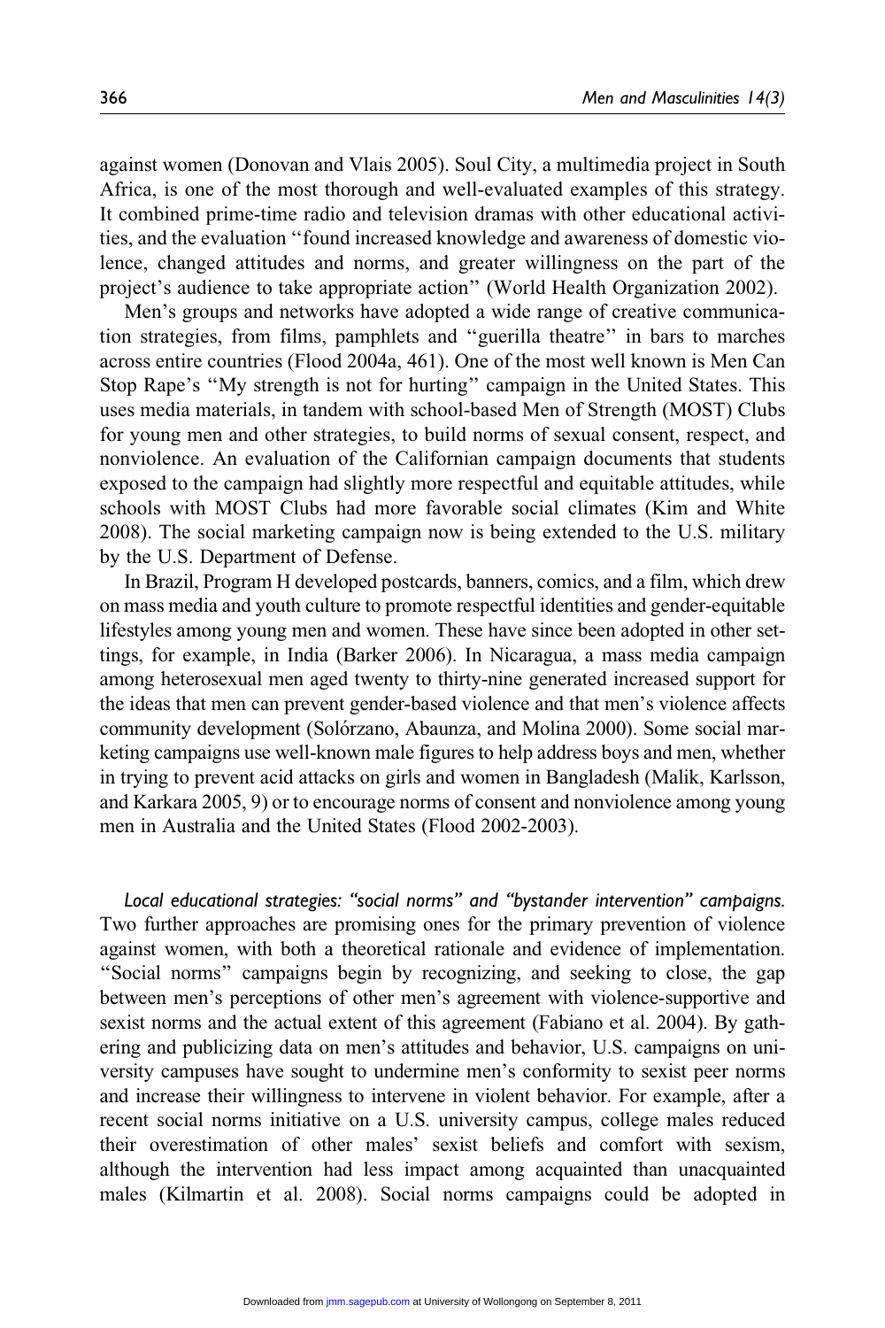against women (Donovan and Vlais 2005). Soul City, a multimedia project in South Africa, is one of the most thorough and well-evaluated examples of this strategy. It combined prime-time radio and television dramas with other educational activities, and the evaluation ''found increased knowledge and awareness of domestic violence, changed attitudes and norms, and greater willingness on the part of the project's audience to take appropriate action'' (World Health Organization 2002).

Men's groups and networks have adopted a wide range of creative communication strategies, from films, pamphlets and ''guerilla theatre'' in bars to marches across entire countries (Flood 2004a, 461). One of the most well known is Men Can Stop Rape's ''My strength is not for hurting'' campaign in the United States. This uses media materials, in tandem with school-based Men of Strength (MOST) Clubs for young men and other strategies, to build norms of sexual consent, respect, and nonviolence. An evaluation of the Californian campaign documents that students exposed to the campaign had slightly more respectful and equitable attitudes, while schools with MOST Clubs had more favorable social climates (Kim and White 2008). The social marketing campaign now is being extended to the U.S. military by the U.S. Department of Defense.

In Brazil, Program H developed postcards, banners, comics, and a film, which drew on mass media and youth culture to promote respectful identities and gender-equitable lifestyles among young men and women. These have since been adopted in other settings, for example, in India (Barker 2006). In Nicaragua, a mass media campaign among heterosexual men aged twenty to thirty-nine generated increased support for the ideas that men can prevent gender-based violence and that men's violence affects community development (Solórzano, Abaunza, and Molina 2000). Some social marketing campaigns use well-known male figures to help address boys and men, whether in trying to prevent acid attacks on girls and women in Bangladesh (Malik, Karlsson, and Karkara 2005, 9) or to encourage norms of consent and nonviolence among young men in Australia and the United States (Flood 2002-2003).

*Local educational strategies: "social norms" and "bystander intervention" campaigns.* Two further approaches are promising ones for the primary prevention of violence against women, with both a theoretical rationale and evidence of implementation. ''Social norms'' campaigns begin by recognizing, and seeking to close, the gap between men's perceptions of other men's agreement with violence-supportive and sexist norms and the actual extent of this agreement (Fabiano et al. 2004). By gathering and publicizing data on men's attitudes and behavior, U.S. campaigns on university campuses have sought to undermine men's conformity to sexist peer norms and increase their willingness to intervene in violent behavior. For example, after a recent social norms initiative on a U.S. university campus, college males reduced their overestimation of other males' sexist beliefs and comfort with sexism, although the intervention had less impact among acquainted than unacquainted males (Kilmartin et al. 2008). Social norms campaigns could be adopted in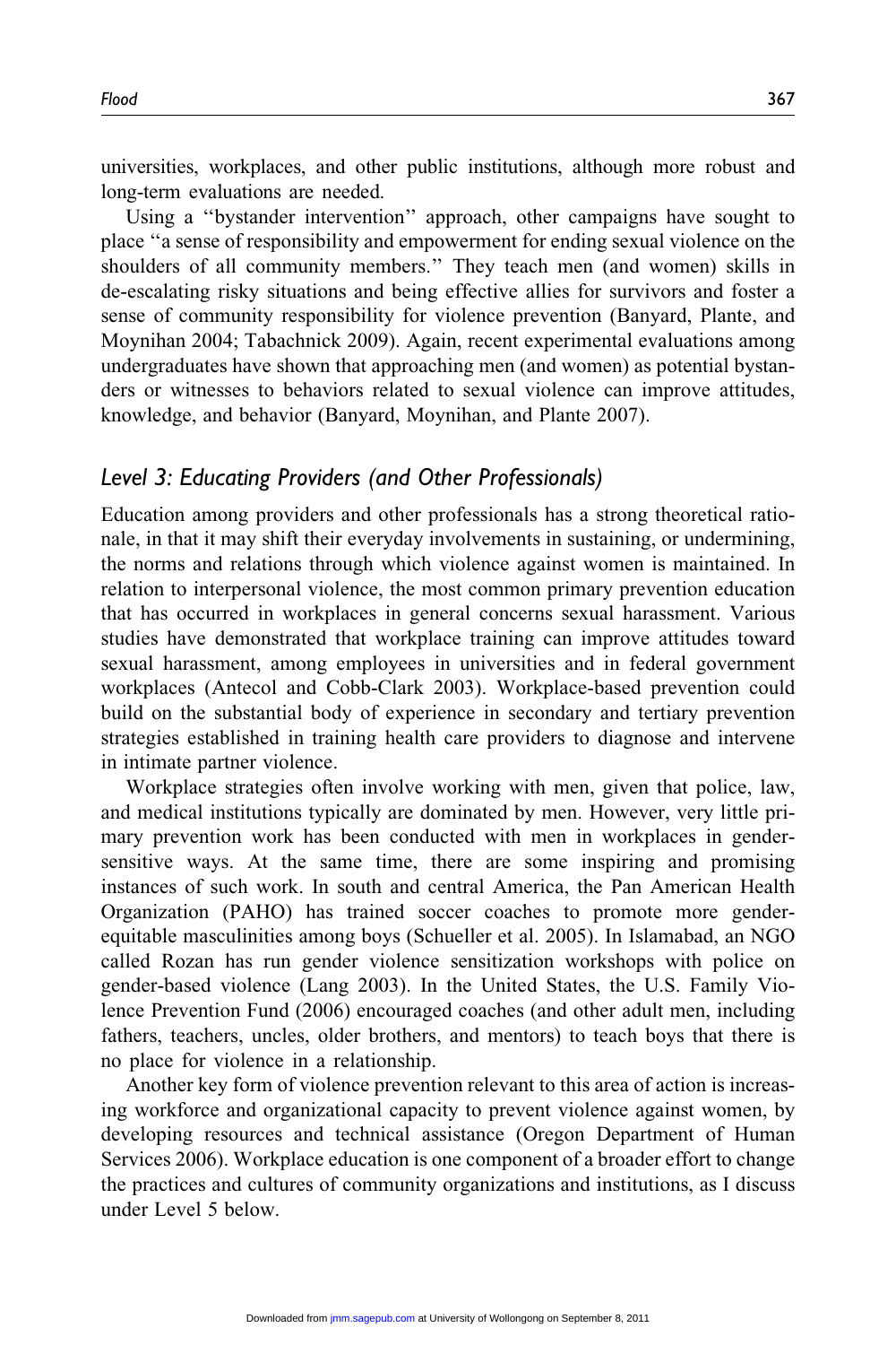universities, workplaces, and other public institutions, although more robust and long-term evaluations are needed.

Using a ''bystander intervention'' approach, other campaigns have sought to place ''a sense of responsibility and empowerment for ending sexual violence on the shoulders of all community members.'' They teach men (and women) skills in de-escalating risky situations and being effective allies for survivors and foster a sense of community responsibility for violence prevention (Banyard, Plante, and Moynihan 2004; Tabachnick 2009). Again, recent experimental evaluations among undergraduates have shown that approaching men (and women) as potential bystanders or witnesses to behaviors related to sexual violence can improve attitudes, knowledge, and behavior (Banyard, Moynihan, and Plante 2007).

## *Level 3: Educating Providers (and Other Professionals)*

Education among providers and other professionals has a strong theoretical rationale, in that it may shift their everyday involvements in sustaining, or undermining, the norms and relations through which violence against women is maintained. In relation to interpersonal violence, the most common primary prevention education that has occurred in workplaces in general concerns sexual harassment. Various studies have demonstrated that workplace training can improve attitudes toward sexual harassment, among employees in universities and in federal government workplaces (Antecol and Cobb-Clark 2003). Workplace-based prevention could build on the substantial body of experience in secondary and tertiary prevention strategies established in training health care providers to diagnose and intervene in intimate partner violence.

Workplace strategies often involve working with men, given that police, law, and medical institutions typically are dominated by men. However, very little primary prevention work has been conducted with men in workplaces in gender-sensitive ways. At the same time, there are some inspiring and promising instances of such work. In south and central America, the Pan American Health Organization (PAHO) has trained soccer coaches to promote more gender-equitable masculinities among boys (Schueller et al. 2005). In Islamabad, an NGO called Rozan has run gender violence sensitization workshops with police on gender-based violence (Lang 2003). In the United States, the U.S. Family Violence Prevention Fund (2006) encouraged coaches (and other adult men, including fathers, teachers, uncles, older brothers, and mentors) to teach boys that there is no place for violence in a relationship.

Another key form of violence prevention relevant to this area of action is increasing workforce and organizational capacity to prevent violence against women, by developing resources and technical assistance (Oregon Department of Human Services 2006). Workplace education is one component of a broader effort to change the practices and cultures of community organizations and institutions, as I discuss under Level 5 below.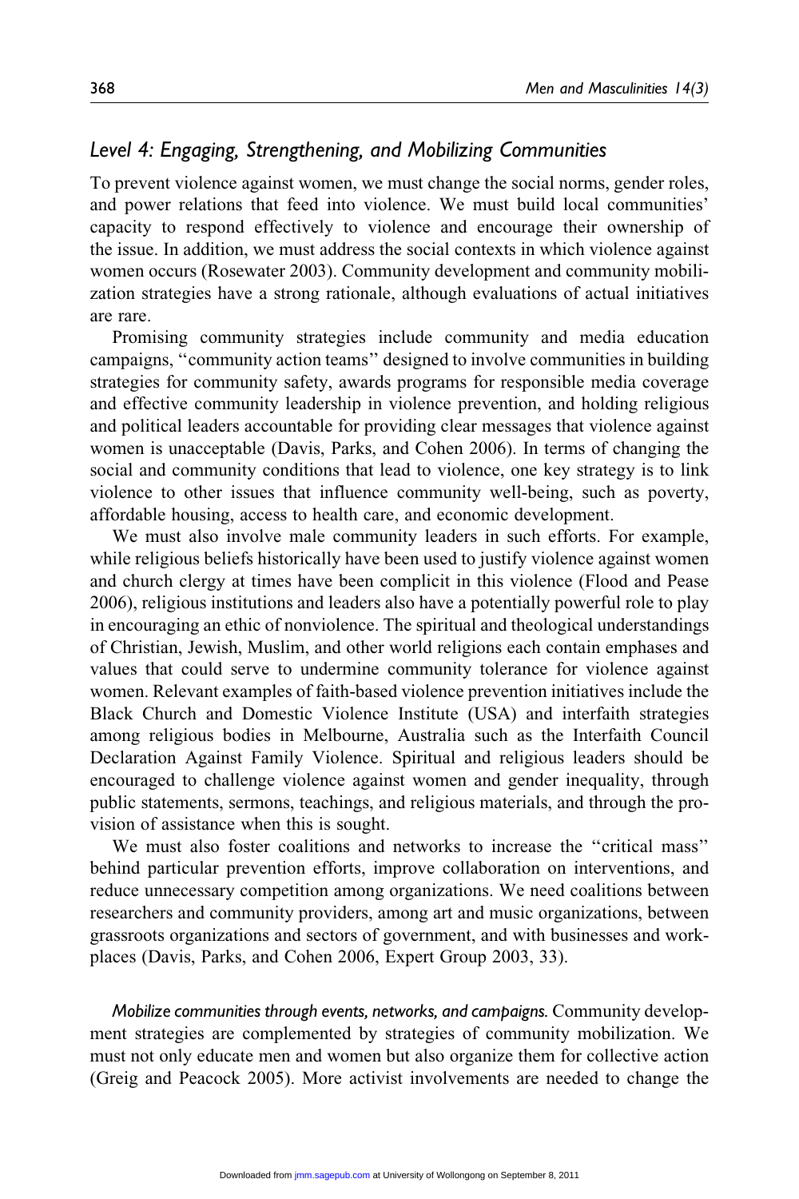### *Level 4: Engaging, Strengthening, and Mobilizing Communities*

To prevent violence against women, we must change the social norms, gender roles, and power relations that feed into violence. We must build local communities' capacity to respond effectively to violence and encourage their ownership of the issue. In addition, we must address the social contexts in which violence against women occurs (Rosewater 2003). Community development and community mobilization strategies have a strong rationale, although evaluations of actual initiatives are rare.

Promising community strategies include community and media education campaigns, "community action teams" designed to involve communities in building strategies for community safety, awards programs for responsible media coverage and effective community leadership in violence prevention, and holding religious and political leaders accountable for providing clear messages that violence against women is unacceptable (Davis, Parks, and Cohen 2006). In terms of changing the social and community conditions that lead to violence, one key strategy is to link violence to other issues that influence community well-being, such as poverty, affordable housing, access to health care, and economic development.

We must also involve male community leaders in such efforts. For example, while religious beliefs historically have been used to justify violence against women and church clergy at times have been complicit in this violence (Flood and Pease 2006), religious institutions and leaders also have a potentially powerful role to play in encouraging an ethic of nonviolence. The spiritual and theological understandings of Christian, Jewish, Muslim, and other world religions each contain emphases and values that could serve to undermine community tolerance for violence against women. Relevant examples of faith-based violence prevention initiatives include the Black Church and Domestic Violence Institute (USA) and interfaith strategies among religious bodies in Melbourne, Australia such as the Interfaith Council Declaration Against Family Violence. Spiritual and religious leaders should be encouraged to challenge violence against women and gender inequality, through public statements, sermons, teachings, and religious materials, and through the provision of assistance when this is sought.

We must also foster coalitions and networks to increase the "critical mass" behind particular prevention efforts, improve collaboration on interventions, and reduce unnecessary competition among organizations. We need coalitions between researchers and community providers, among art and music organizations, between grassroots organizations and sectors of government, and with businesses and workplaces (Davis, Parks, and Cohen 2006, Expert Group 2003, 33).

*Mobilize communities through events, networks, and campaigns.* Community development strategies are complemented by strategies of community mobilization. We must not only educate men and women but also organize them for collective action (Greig and Peacock 2005). More activist involvements are needed to change the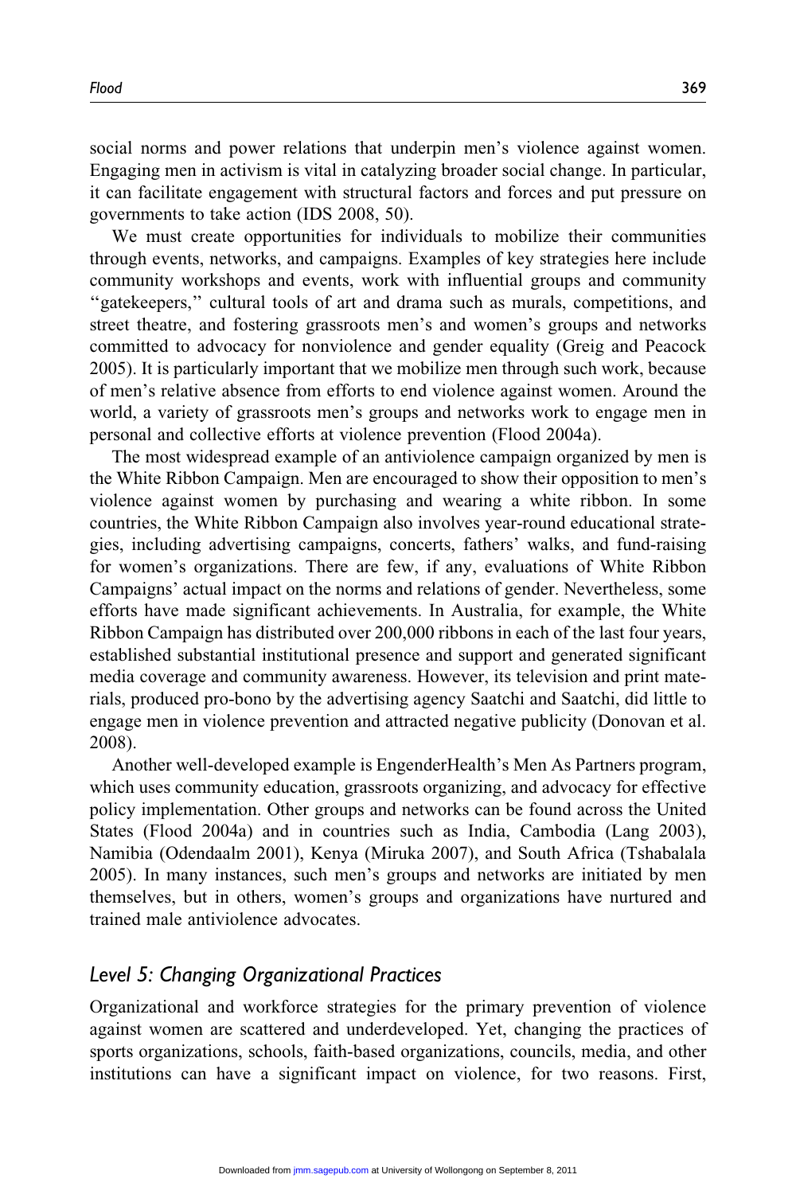social norms and power relations that underpin men's violence against women. Engaging men in activism is vital in catalyzing broader social change. In particular, it can facilitate engagement with structural factors and forces and put pressure on governments to take action (IDS 2008, 50).

We must create opportunities for individuals to mobilize their communities through events, networks, and campaigns. Examples of key strategies here include community workshops and events, work with influential groups and community "gatekeepers," cultural tools of art and drama such as murals, competitions, and street theatre, and fostering grassroots men's and women's groups and networks committed to advocacy for nonviolence and gender equality (Greig and Peacock 2005). It is particularly important that we mobilize men through such work, because of men's relative absence from efforts to end violence against women. Around the world, a variety of grassroots men's groups and networks work to engage men in personal and collective efforts at violence prevention (Flood 2004a).

The most widespread example of an antiviolence campaign organized by men is the White Ribbon Campaign. Men are encouraged to show their opposition to men's violence against women by purchasing and wearing a white ribbon. In some countries, the White Ribbon Campaign also involves year-round educational strategies, including advertising campaigns, concerts, fathers' walks, and fund-raising for women's organizations. There are few, if any, evaluations of White Ribbon Campaigns' actual impact on the norms and relations of gender. Nevertheless, some efforts have made significant achievements. In Australia, for example, the White Ribbon Campaign has distributed over 200,000 ribbons in each of the last four years, established substantial institutional presence and support and generated significant media coverage and community awareness. However, its television and print materials, produced pro-bono by the advertising agency Saatchi and Saatchi, did little to engage men in violence prevention and attracted negative publicity (Donovan et al. 2008).

Another well-developed example is EngenderHealth's Men As Partners program, which uses community education, grassroots organizing, and advocacy for effective policy implementation. Other groups and networks can be found across the United States (Flood 2004a) and in countries such as India, Cambodia (Lang 2003), Namibia (Odendaalm 2001), Kenya (Miruka 2007), and South Africa (Tshabalala 2005). In many instances, such men's groups and networks are initiated by men themselves, but in others, women's groups and organizations have nurtured and trained male antiviolence advocates.

## *Level 5: Changing Organizational Practices*

Organizational and workforce strategies for the primary prevention of violence against women are scattered and underdeveloped. Yet, changing the practices of sports organizations, schools, faith-based organizations, councils, media, and other institutions can have a significant impact on violence, for two reasons. First,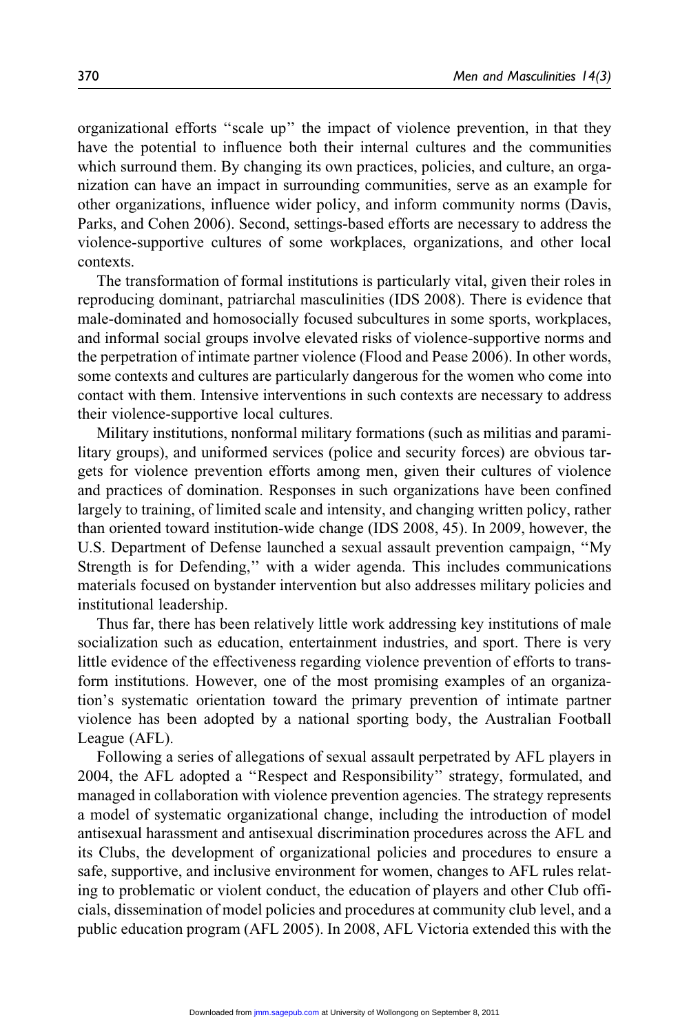organizational efforts ''scale up'' the impact of violence prevention, in that they have the potential to influence both their internal cultures and the communities which surround them. By changing its own practices, policies, and culture, an organization can have an impact in surrounding communities, serve as an example for other organizations, influence wider policy, and inform community norms (Davis, Parks, and Cohen 2006). Second, settings-based efforts are necessary to address the violence-supportive cultures of some workplaces, organizations, and other local contexts.

The transformation of formal institutions is particularly vital, given their roles in reproducing dominant, patriarchal masculinities (IDS 2008). There is evidence that male-dominated and homosocially focused subcultures in some sports, workplaces, and informal social groups involve elevated risks of violence-supportive norms and the perpetration of intimate partner violence (Flood and Pease 2006). In other words, some contexts and cultures are particularly dangerous for the women who come into contact with them. Intensive interventions in such contexts are necessary to address their violence-supportive local cultures.

Military institutions, nonformal military formations (such as militias and paramilitary groups), and uniformed services (police and security forces) are obvious targets for violence prevention efforts among men, given their cultures of violence and practices of domination. Responses in such organizations have been confined largely to training, of limited scale and intensity, and changing written policy, rather than oriented toward institution-wide change (IDS 2008, 45). In 2009, however, the U.S. Department of Defense launched a sexual assault prevention campaign, ''My Strength is for Defending,'' with a wider agenda. This includes communications materials focused on bystander intervention but also addresses military policies and institutional leadership.

Thus far, there has been relatively little work addressing key institutions of male socialization such as education, entertainment industries, and sport. There is very little evidence of the effectiveness regarding violence prevention of efforts to transform institutions. However, one of the most promising examples of an organization's systematic orientation toward the primary prevention of intimate partner violence has been adopted by a national sporting body, the Australian Football League (AFL).

Following a series of allegations of sexual assault perpetrated by AFL players in 2004, the AFL adopted a ''Respect and Responsibility'' strategy, formulated, and managed in collaboration with violence prevention agencies. The strategy represents a model of systematic organizational change, including the introduction of model antisexual harassment and antisexual discrimination procedures across the AFL and its Clubs, the development of organizational policies and procedures to ensure a safe, supportive, and inclusive environment for women, changes to AFL rules relating to problematic or violent conduct, the education of players and other Club officials, dissemination of model policies and procedures at community club level, and a public education program (AFL 2005). In 2008, AFL Victoria extended this with the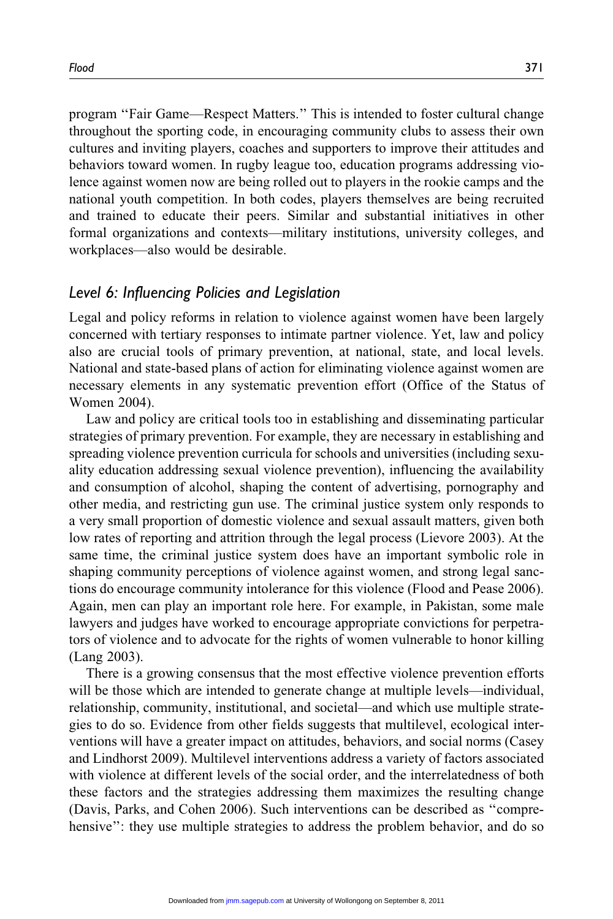program "Fair Game—Respect Matters." This is intended to foster cultural change throughout the sporting code, in encouraging community clubs to assess their own cultures and inviting players, coaches and supporters to improve their attitudes and behaviors toward women. In rugby league too, education programs addressing violence against women now are being rolled out to players in the rookie camps and the national youth competition. In both codes, players themselves are being recruited and trained to educate their peers. Similar and substantial initiatives in other formal organizations and contexts—military institutions, university colleges, and workplaces—also would be desirable.

## *Level 6: Influencing Policies and Legislation*

Legal and policy reforms in relation to violence against women have been largely concerned with tertiary responses to intimate partner violence. Yet, law and policy also are crucial tools of primary prevention, at national, state, and local levels. National and state-based plans of action for eliminating violence against women are necessary elements in any systematic prevention effort (Office of the Status of Women 2004).

Law and policy are critical tools too in establishing and disseminating particular strategies of primary prevention. For example, they are necessary in establishing and spreading violence prevention curricula for schools and universities (including sexuality education addressing sexual violence prevention), influencing the availability and consumption of alcohol, shaping the content of advertising, pornography and other media, and restricting gun use. The criminal justice system only responds to a very small proportion of domestic violence and sexual assault matters, given both low rates of reporting and attrition through the legal process (Lievore 2003). At the same time, the criminal justice system does have an important symbolic role in shaping community perceptions of violence against women, and strong legal sanctions do encourage community intolerance for this violence (Flood and Pease 2006). Again, men can play an important role here. For example, in Pakistan, some male lawyers and judges have worked to encourage appropriate convictions for perpetrators of violence and to advocate for the rights of women vulnerable to honor killing (Lang 2003).

There is a growing consensus that the most effective violence prevention efforts will be those which are intended to generate change at multiple levels—individual, relationship, community, institutional, and societal—and which use multiple strategies to do so. Evidence from other fields suggests that multilevel, ecological interventions will have a greater impact on attitudes, behaviors, and social norms (Casey and Lindhorst 2009). Multilevel interventions address a variety of factors associated with violence at different levels of the social order, and the interrelatedness of both these factors and the strategies addressing them maximizes the resulting change (Davis, Parks, and Cohen 2006). Such interventions can be described as "comprehensive": they use multiple strategies to address the problem behavior, and do so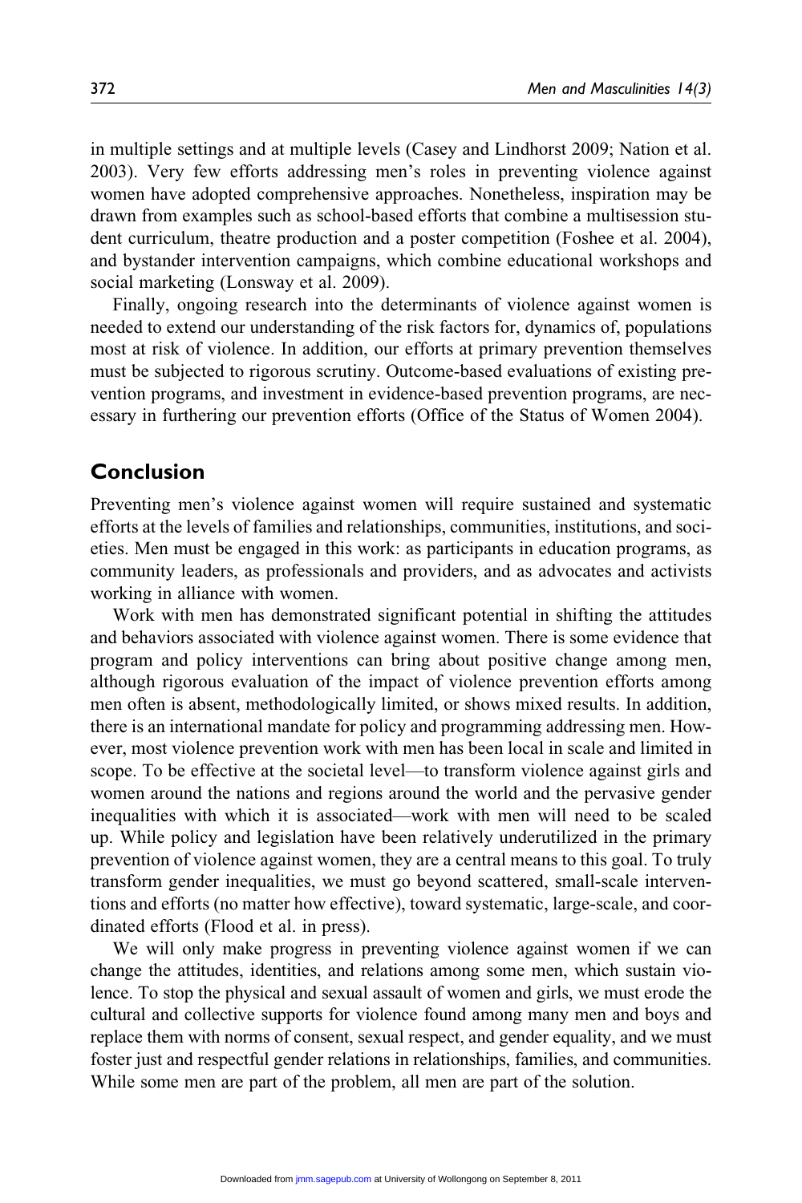in multiple settings and at multiple levels (Casey and Lindhorst 2009; Nation et al. 2003). Very few efforts addressing men's roles in preventing violence against women have adopted comprehensive approaches. Nonetheless, inspiration may be drawn from examples such as school-based efforts that combine a multisession student curriculum, theatre production and a poster competition (Foshee et al. 2004), and bystander intervention campaigns, which combine educational workshops and social marketing (Lonsway et al. 2009).

Finally, ongoing research into the determinants of violence against women is needed to extend our understanding of the risk factors for, dynamics of, populations most at risk of violence. In addition, our efforts at primary prevention themselves must be subjected to rigorous scrutiny. Outcome-based evaluations of existing prevention programs, and investment in evidence-based prevention programs, are necessary in furthering our prevention efforts (Office of the Status of Women 2004).

## Conclusion

Preventing men's violence against women will require sustained and systematic efforts at the levels of families and relationships, communities, institutions, and societies. Men must be engaged in this work: as participants in education programs, as community leaders, as professionals and providers, and as advocates and activists working in alliance with women.

Work with men has demonstrated significant potential in shifting the attitudes and behaviors associated with violence against women. There is some evidence that program and policy interventions can bring about positive change among men, although rigorous evaluation of the impact of violence prevention efforts among men often is absent, methodologically limited, or shows mixed results. In addition, there is an international mandate for policy and programming addressing men. However, most violence prevention work with men has been local in scale and limited in scope. To be effective at the societal level—to transform violence against girls and women around the nations and regions around the world and the pervasive gender inequalities with which it is associated—work with men will need to be scaled up. While policy and legislation have been relatively underutilized in the primary prevention of violence against women, they are a central means to this goal. To truly transform gender inequalities, we must go beyond scattered, small-scale interventions and efforts (no matter how effective), toward systematic, large-scale, and coordinated efforts (Flood et al. in press).

We will only make progress in preventing violence against women if we can change the attitudes, identities, and relations among some men, which sustain violence. To stop the physical and sexual assault of women and girls, we must erode the cultural and collective supports for violence found among many men and boys and replace them with norms of consent, sexual respect, and gender equality, and we must foster just and respectful gender relations in relationships, families, and communities. While some men are part of the problem, all men are part of the solution.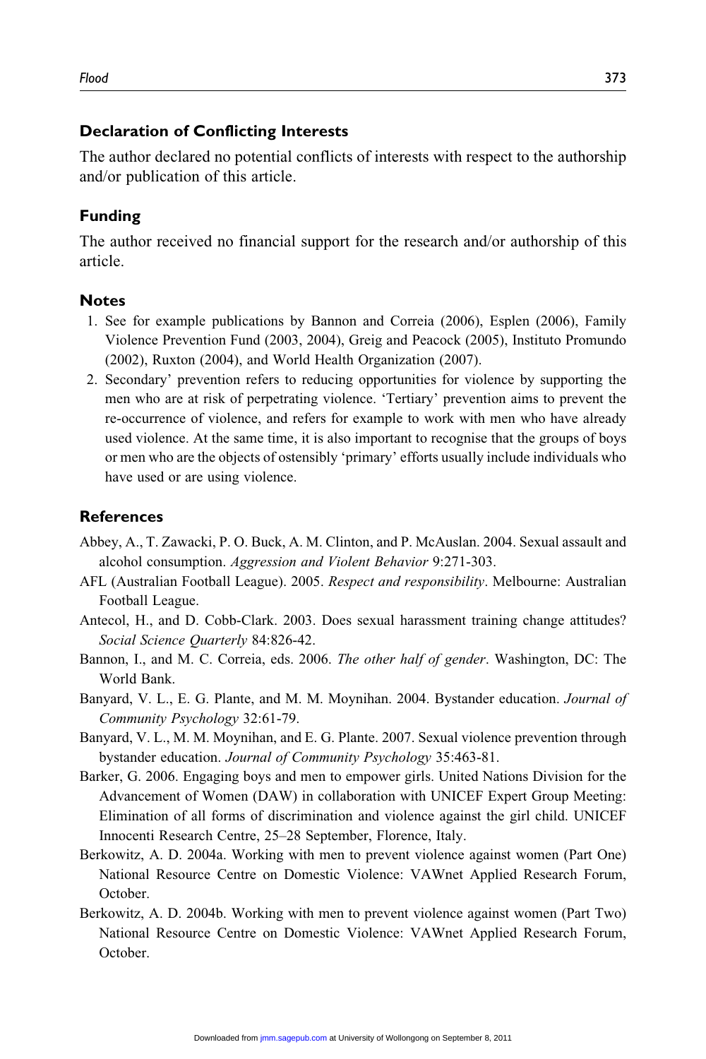## Declaration of Conflicting Interests

The author declared no potential conflicts of interests with respect to the authorship and/or publication of this article.

## Funding

The author received no financial support for the research and/or authorship of this article.

## Notes

1. See for example publications by Bannon and Correia (2006), Esplen (2006), Family Violence Prevention Fund (2003, 2004), Greig and Peacock (2005), Instituto Promundo (2002), Ruxton (2004), and World Health Organization (2007).
2. Secondary' prevention refers to reducing opportunities for violence by supporting the men who are at risk of perpetrating violence. 'Tertiary' prevention aims to prevent the re-occurrence of violence, and refers for example to work with men who have already used violence. At the same time, it is also important to recognise that the groups of boys or men who are the objects of ostensibly 'primary' efforts usually include individuals who have used or are using violence.

## References

Abbey, A., T. Zawacki, P. O. Buck, A. M. Clinton, and P. McAuslan. 2004. Sexual assault and alcohol consumption. *Aggression and Violent Behavior* 9:271-303.

AFL (Australian Football League). 2005. *Respect and responsibility*. Melbourne: Australian Football League.

Antecol, H., and D. Cobb-Clark. 2003. Does sexual harassment training change attitudes? *Social Science Quarterly* 84:826-42.

Bannon, I., and M. C. Correia, eds. 2006. *The other half of gender*. Washington, DC: The World Bank.

Banyard, V. L., E. G. Plante, and M. M. Moynihan. 2004. Bystander education. *Journal of Community Psychology* 32:61-79.

Banyard, V. L., M. M. Moynihan, and E. G. Plante. 2007. Sexual violence prevention through bystander education. *Journal of Community Psychology* 35:463-81.

Barker, G. 2006. Engaging boys and men to empower girls. United Nations Division for the Advancement of Women (DAW) in collaboration with UNICEF Expert Group Meeting: Elimination of all forms of discrimination and violence against the girl child. UNICEF Innocenti Research Centre, 25–28 September, Florence, Italy.

Berkowitz, A. D. 2004a. Working with men to prevent violence against women (Part One) National Resource Centre on Domestic Violence: VAWnet Applied Research Forum, October.

Berkowitz, A. D. 2004b. Working with men to prevent violence against women (Part Two) National Resource Centre on Domestic Violence: VAWnet Applied Research Forum, October.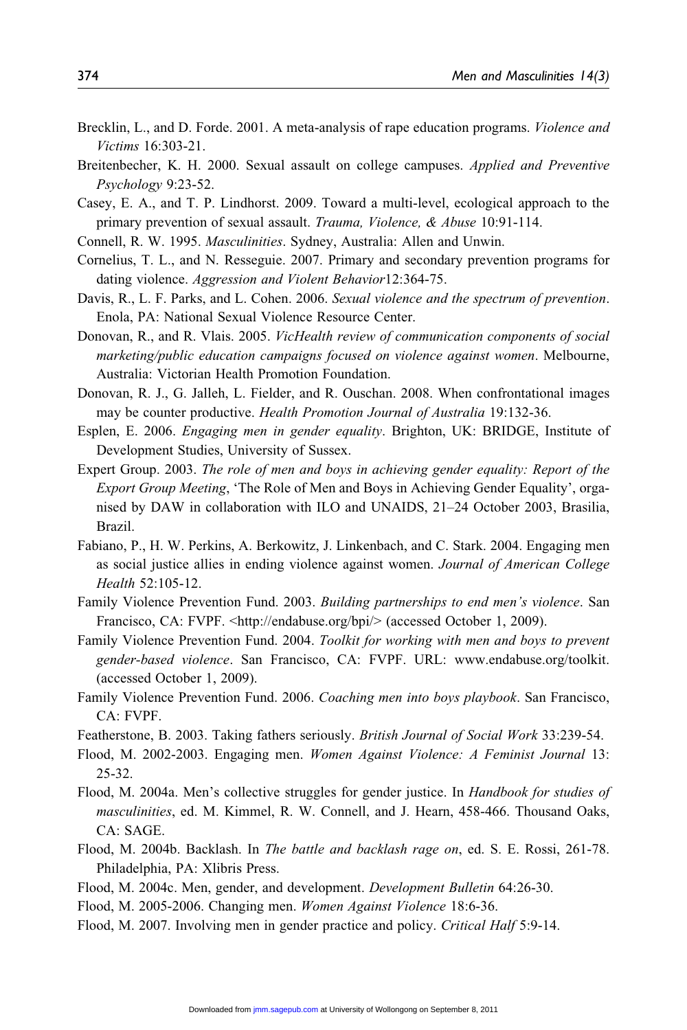Brecklin, L., and D. Forde. 2001. A meta-analysis of rape education programs. *Violence and Victims* 16:303-21.

Breitenbecher, K. H. 2000. Sexual assault on college campuses. *Applied and Preventive Psychology* 9:23-52.

Casey, E. A., and T. P. Lindhorst. 2009. Toward a multi-level, ecological approach to the primary prevention of sexual assault. *Trauma, Violence, & Abuse* 10:91-114.

Connell, R. W. 1995. *Masculinities*. Sydney, Australia: Allen and Unwin.

Cornelius, T. L., and N. Resseguie. 2007. Primary and secondary prevention programs for dating violence. *Aggression and Violent Behavior*12:364-75.

Davis, R., L. F. Parks, and L. Cohen. 2006. *Sexual violence and the spectrum of prevention*. Enola, PA: National Sexual Violence Resource Center.

Donovan, R., and R. Vlais. 2005. *VicHealth review of communication components of social marketing/public education campaigns focused on violence against women*. Melbourne, Australia: Victorian Health Promotion Foundation.

Donovan, R. J., G. Jalleh, L. Fielder, and R. Ouschan. 2008. When confrontational images may be counter productive. *Health Promotion Journal of Australia* 19:132-36.

Esplen, E. 2006. *Engaging men in gender equality*. Brighton, UK: BRIDGE, Institute of Development Studies, University of Sussex.

Expert Group. 2003. *The role of men and boys in achieving gender equality: Report of the Export Group Meeting*, 'The Role of Men and Boys in Achieving Gender Equality', organised by DAW in collaboration with ILO and UNAIDS, 21–24 October 2003, Brasilia, Brazil.

Fabiano, P., H. W. Perkins, A. Berkowitz, J. Linkenbach, and C. Stark. 2004. Engaging men as social justice allies in ending violence against women. *Journal of American College Health* 52:105-12.

Family Violence Prevention Fund. 2003. *Building partnerships to end men's violence*. San Francisco, CA: FVPF. <http://endabuse.org/bpi/> (accessed October 1, 2009).

Family Violence Prevention Fund. 2004. *Toolkit for working with men and boys to prevent gender-based violence*. San Francisco, CA: FVPF. URL: www.endabuse.org/toolkit. (accessed October 1, 2009).

Family Violence Prevention Fund. 2006. *Coaching men into boys playbook*. San Francisco, CA: FVPF.

Featherstone, B. 2003. Taking fathers seriously. *British Journal of Social Work* 33:239-54.

Flood, M. 2002-2003. Engaging men. *Women Against Violence: A Feminist Journal* 13: 25-32.

Flood, M. 2004a. Men's collective struggles for gender justice. In *Handbook for studies of masculinities*, ed. M. Kimmel, R. W. Connell, and J. Hearn, 458-466. Thousand Oaks, CA: SAGE.

Flood, M. 2004b. Backlash. In *The battle and backlash rage on*, ed. S. E. Rossi, 261-78. Philadelphia, PA: Xlibris Press.

Flood, M. 2004c. Men, gender, and development. *Development Bulletin* 64:26-30.

Flood, M. 2005-2006. Changing men. *Women Against Violence* 18:6-36.

Flood, M. 2007. Involving men in gender practice and policy. *Critical Half* 5:9-14.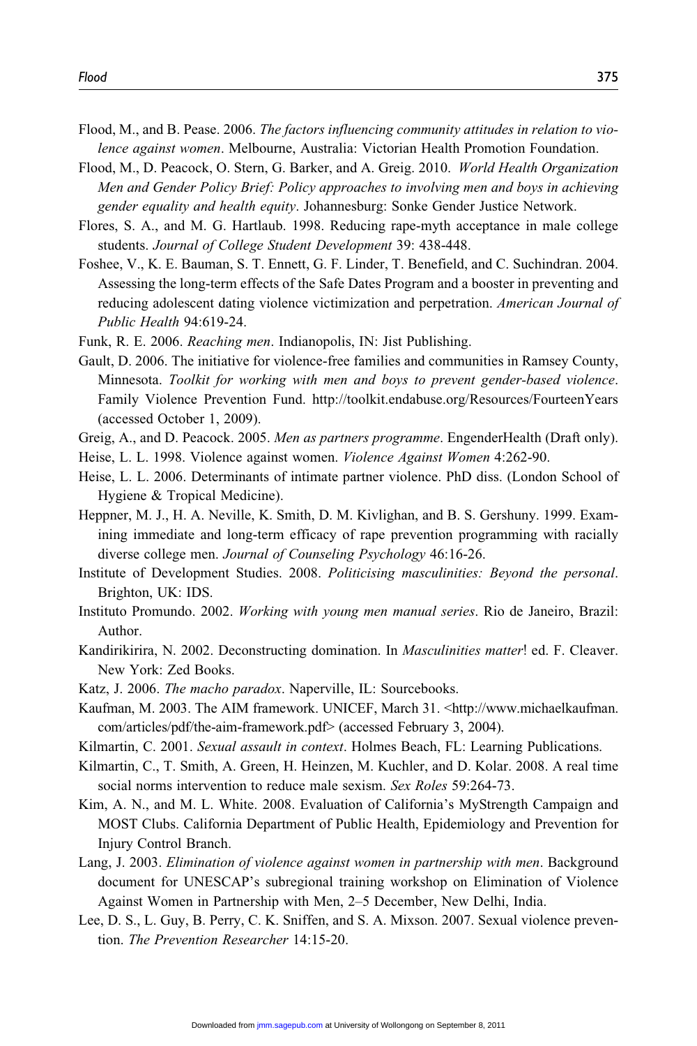Flood, M., and B. Pease. 2006. *The factors influencing community attitudes in relation to violence against women*. Melbourne, Australia: Victorian Health Promotion Foundation.

Flood, M., D. Peacock, O. Stern, G. Barker, and A. Greig. 2010. *World Health Organization Men and Gender Policy Brief: Policy approaches to involving men and boys in achieving gender equality and health equity*. Johannesburg: Sonke Gender Justice Network.

Flores, S. A., and M. G. Hartlaub. 1998. Reducing rape-myth acceptance in male college students. *Journal of College Student Development* 39: 438-448.

Foshee, V., K. E. Bauman, S. T. Ennett, G. F. Linder, T. Benefield, and C. Suchindran. 2004. Assessing the long-term effects of the Safe Dates Program and a booster in preventing and reducing adolescent dating violence victimization and perpetration. *American Journal of Public Health* 94:619-24.

Funk, R. E. 2006. *Reaching men*. Indianapolis, IN: Jist Publishing.

Gault, D. 2006. The initiative for violence-free families and communities in Ramsey County, Minnesota. *Toolkit for working with men and boys to prevent gender-based violence*. Family Violence Prevention Fund. http://toolkit.endabuse.org/Resources/FourteenYears (accessed October 1, 2009).

Greig, A., and D. Peacock. 2005. *Men as partners programme*. EngenderHealth (Draft only).

Heise, L. L. 1998. Violence against women. *Violence Against Women* 4:262-90.

Heise, L. L. 2006. Determinants of intimate partner violence. PhD diss. (London School of Hygiene & Tropical Medicine).

Heppner, M. J., H. A. Neville, K. Smith, D. M. Kivlighan, and B. S. Gershuny. 1999. Examining immediate and long-term efficacy of rape prevention programming with racially diverse college men. *Journal of Counseling Psychology* 46:16-26.

Institute of Development Studies. 2008. *Politicising masculinities: Beyond the personal*. Brighton, UK: IDS.

Instituto Promundo. 2002. *Working with young men manual series*. Rio de Janeiro, Brazil: Author.

Kandirikirira, N. 2002. Deconstructing domination. In *Masculinities matter*! ed. F. Cleaver. New York: Zed Books.

Katz, J. 2006. *The macho paradox*. Naperville, IL: Sourcebooks.

Kaufman, M. 2003. The AIM framework. UNICEF, March 31. <http://www.michaelkaufman.com/articles/pdf/the-aim-framework.pdf> (accessed February 3, 2004).

Kilmartin, C. 2001. *Sexual assault in context*. Holmes Beach, FL: Learning Publications.

Kilmartin, C., T. Smith, A. Green, H. Heinzen, M. Kuchler, and D. Kolar. 2008. A real time social norms intervention to reduce male sexism. *Sex Roles* 59:264-73.

Kim, A. N., and M. L. White. 2008. Evaluation of California's MyStrength Campaign and MOST Clubs. California Department of Public Health, Epidemiology and Prevention for Injury Control Branch.

Lang, J. 2003. *Elimination of violence against women in partnership with men*. Background document for UNESCAP's subregional training workshop on Elimination of Violence Against Women in Partnership with Men, 2–5 December, New Delhi, India.

Lee, D. S., L. Guy, B. Perry, C. K. Sniffen, and S. A. Mixson. 2007. Sexual violence prevention. *The Prevention Researcher* 14:15-20.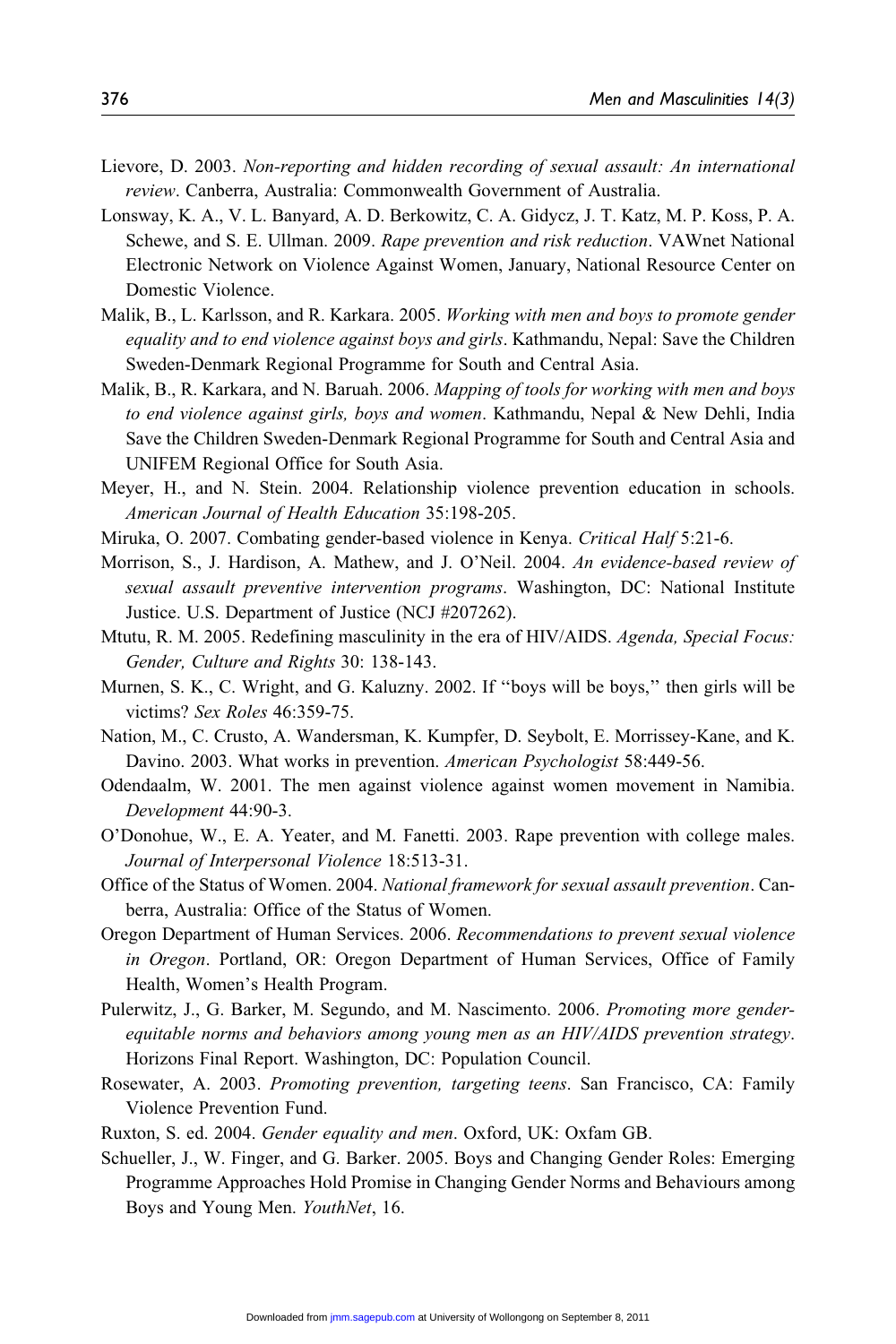Lievore, D. 2003. *Non-reporting and hidden recording of sexual assault: An international review*. Canberra, Australia: Commonwealth Government of Australia.

Lonsway, K. A., V. L. Banyard, A. D. Berkowitz, C. A. Gidycz, J. T. Katz, M. P. Koss, P. A. Schewe, and S. E. Ullman. 2009. *Rape prevention and risk reduction*. VAWnet National Electronic Network on Violence Against Women, January, National Resource Center on Domestic Violence.

Malik, B., L. Karlsson, and R. Karkara. 2005. *Working with men and boys to promote gender equality and to end violence against boys and girls*. Kathmandu, Nepal: Save the Children Sweden-Denmark Regional Programme for South and Central Asia.

Malik, B., R. Karkara, and N. Baruah. 2006. *Mapping of tools for working with men and boys to end violence against girls, boys and women*. Kathmandu, Nepal & New Dehli, India Save the Children Sweden-Denmark Regional Programme for South and Central Asia and UNIFEM Regional Office for South Asia.

Meyer, H., and N. Stein. 2004. Relationship violence prevention education in schools. *American Journal of Health Education* 35:198-205.

Miruka, O. 2007. Combating gender-based violence in Kenya. *Critical Half* 5:21-6.

Morrison, S., J. Hardison, A. Mathew, and J. O'Neil. 2004. *An evidence-based review of sexual assault preventive intervention programs*. Washington, DC: National Institute Justice. U.S. Department of Justice (NCJ #207262).

Mtutu, R. M. 2005. Redefining masculinity in the era of HIV/AIDS. *Agenda, Special Focus: Gender, Culture and Rights* 30: 138-143.

Murnen, S. K., C. Wright, and G. Kaluzny. 2002. If "boys will be boys," then girls will be victims? *Sex Roles* 46:359-75.

Nation, M., C. Crusto, A. Wandersman, K. Kumpfer, D. Seybolt, E. Morrissey-Kane, and K. Davino. 2003. What works in prevention. *American Psychologist* 58:449-56.

Odendaalm, W. 2001. The men against violence against women movement in Namibia. *Development* 44:90-3.

O'Donohue, W., E. A. Yeater, and M. Fanetti. 2003. Rape prevention with college males. *Journal of Interpersonal Violence* 18:513-31.

Office of the Status of Women. 2004. *National framework for sexual assault prevention*. Canberra, Australia: Office of the Status of Women.

Oregon Department of Human Services. 2006. *Recommendations to prevent sexual violence in Oregon*. Portland, OR: Oregon Department of Human Services, Office of Family Health, Women's Health Program.

Pulerwitz, J., G. Barker, M. Segundo, and M. Nascimento. 2006. *Promoting more gender-equitable norms and behaviors among young men as an HIV/AIDS prevention strategy*. Horizons Final Report. Washington, DC: Population Council.

Rosewater, A. 2003. *Promoting prevention, targeting teens*. San Francisco, CA: Family Violence Prevention Fund.

Ruxton, S. ed. 2004. *Gender equality and men*. Oxford, UK: Oxfam GB.

Schueller, J., W. Finger, and G. Barker. 2005. Boys and Changing Gender Roles: Emerging Programme Approaches Hold Promise in Changing Gender Norms and Behaviours among Boys and Young Men. *YouthNet*, 16.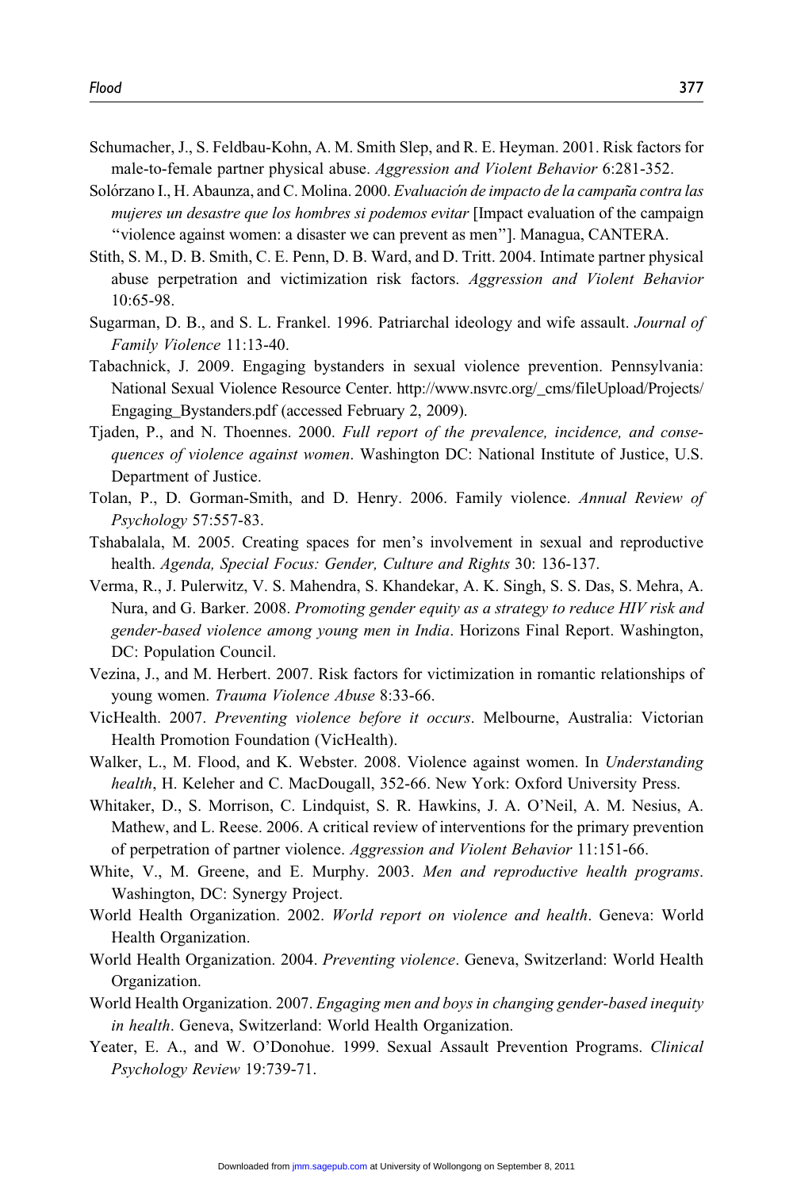Schumacher, J., S. Feldbau-Kohn, A. M. Smith Slep, and R. E. Heyman. 2001. Risk factors for male-to-female partner physical abuse. *Aggression and Violent Behavior* 6:281-352.

Solórzano I., H. Abaunza, and C. Molina. 2000. *Evaluación de impacto de la campaña contra las mujeres un desastre que los hombres si podemos evitar* [Impact evaluation of the campaign "violence against women: a disaster we can prevent as men"]. Managua, CANTERA.

Stith, S. M., D. B. Smith, C. E. Penn, D. B. Ward, and D. Tritt. 2004. Intimate partner physical abuse perpetration and victimization risk factors. *Aggression and Violent Behavior* 10:65-98.

Sugarman, D. B., and S. L. Frankel. 1996. Patriarchal ideology and wife assault. *Journal of Family Violence* 11:13-40.

Tabachnick, J. 2009. Engaging bystanders in sexual violence prevention. Pennsylvania: National Sexual Violence Resource Center. http://www.nsvrc.org/_cms/fileUpload/Projects/Engaging_Bystanders.pdf (accessed February 2, 2009).

Tjaden, P., and N. Thoennes. 2000. *Full report of the prevalence, incidence, and consequences of violence against women*. Washington DC: National Institute of Justice, U.S. Department of Justice.

Tolan, P., D. Gorman-Smith, and D. Henry. 2006. Family violence. *Annual Review of Psychology* 57:557-83.

Tshabalala, M. 2005. Creating spaces for men's involvement in sexual and reproductive health. *Agenda, Special Focus: Gender, Culture and Rights* 30: 136-137.

Verma, R., J. Pulerwitz, V. S. Mahendra, S. Khandekar, A. K. Singh, S. S. Das, S. Mehra, A. Nura, and G. Barker. 2008. *Promoting gender equity as a strategy to reduce HIV risk and gender-based violence among young men in India*. Horizons Final Report. Washington, DC: Population Council.

Vezina, J., and M. Herbert. 2007. Risk factors for victimization in romantic relationships of young women. *Trauma Violence Abuse* 8:33-66.

VicHealth. 2007. *Preventing violence before it occurs*. Melbourne, Australia: Victorian Health Promotion Foundation (VicHealth).

Walker, L., M. Flood, and K. Webster. 2008. Violence against women. In *Understanding health*, H. Keleher and C. MacDougall, 352-66. New York: Oxford University Press.

Whitaker, D., S. Morrison, C. Lindquist, S. R. Hawkins, J. A. O'Neil, A. M. Nesius, A. Mathew, and L. Reese. 2006. A critical review of interventions for the primary prevention of perpetration of partner violence. *Aggression and Violent Behavior* 11:151-66.

White, V., M. Greene, and E. Murphy. 2003. *Men and reproductive health programs*. Washington, DC: Synergy Project.

World Health Organization. 2002. *World report on violence and health*. Geneva: World Health Organization.

World Health Organization. 2004. *Preventing violence*. Geneva, Switzerland: World Health Organization.

World Health Organization. 2007. *Engaging men and boys in changing gender-based inequity in health*. Geneva, Switzerland: World Health Organization.

Yeater, E. A., and W. O'Donohue. 1999. Sexual Assault Prevention Programs. *Clinical Psychology Review* 19:739-71.